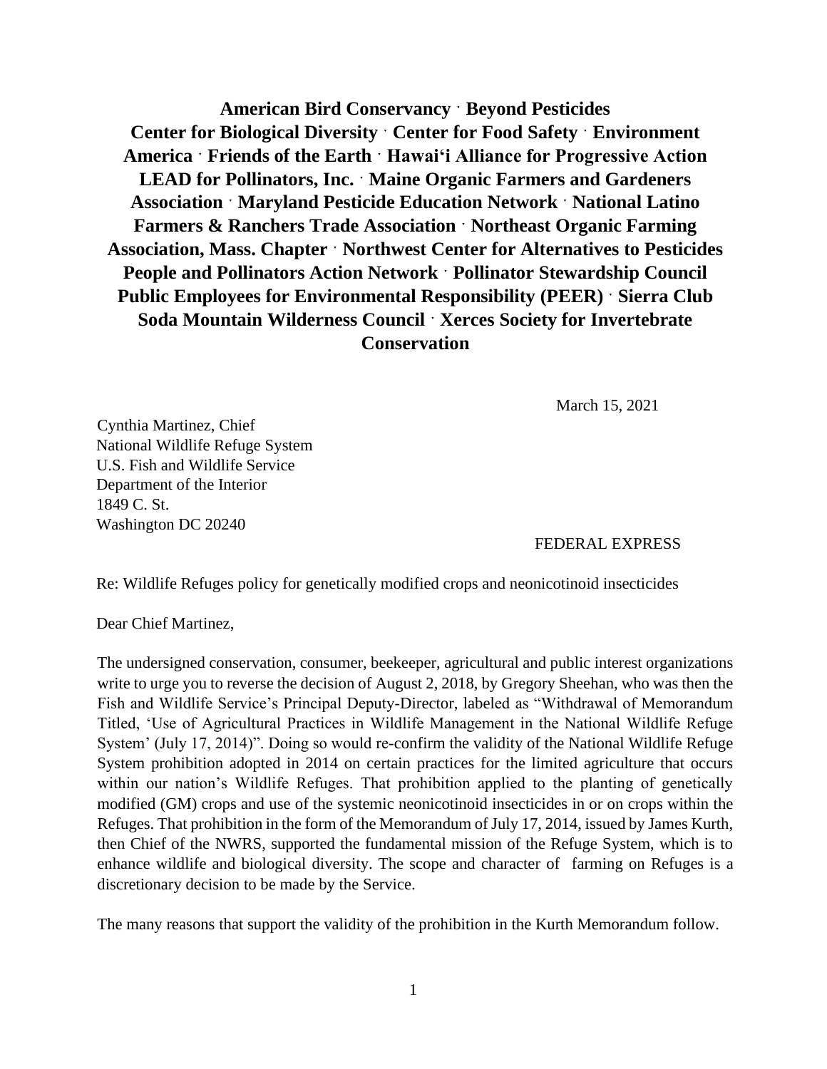**American Bird Conservancy · Beyond Pesticides**
**Center for Biological Diversity · Center for Food Safety · Environment America · Friends of the Earth · Hawai'i Alliance for Progressive Action**
**LEAD for Pollinators, Inc. · Maine Organic Farmers and Gardeners Association · Maryland Pesticide Education Network · National Latino Farmers & Ranchers Trade Association · Northeast Organic Farming Association, Mass. Chapter · Northwest Center for Alternatives to Pesticides**
**People and Pollinators Action Network · Pollinator Stewardship Council**
**Public Employees for Environmental Responsibility (PEER) · Sierra Club**
**Soda Mountain Wilderness Council · Xerces Society for Invertebrate Conservation**

March 15, 2021

Cynthia Martinez, Chief
National Wildlife Refuge System
U.S. Fish and Wildlife Service
Department of the Interior
1849 C. St.
Washington DC 20240

FEDERAL EXPRESS

Re: Wildlife Refuges policy for genetically modified crops and neonicotinoid insecticides

Dear Chief Martinez,

The undersigned conservation, consumer, beekeeper, agricultural and public interest organizations write to urge you to reverse the decision of August 2, 2018, by Gregory Sheehan, who was then the Fish and Wildlife Service's Principal Deputy-Director, labeled as "Withdrawal of Memorandum Titled, 'Use of Agricultural Practices in Wildlife Management in the National Wildlife Refuge System' (July 17, 2014)". Doing so would re-confirm the validity of the National Wildlife Refuge System prohibition adopted in 2014 on certain practices for the limited agriculture that occurs within our nation's Wildlife Refuges. That prohibition applied to the planting of genetically modified (GM) crops and use of the systemic neonicotinoid insecticides in or on crops within the Refuges. That prohibition in the form of the Memorandum of July 17, 2014, issued by James Kurth, then Chief of the NWRS, supported the fundamental mission of the Refuge System, which is to enhance wildlife and biological diversity. The scope and character of farming on Refuges is a discretionary decision to be made by the Service.

The many reasons that support the validity of the prohibition in the Kurth Memorandum follow.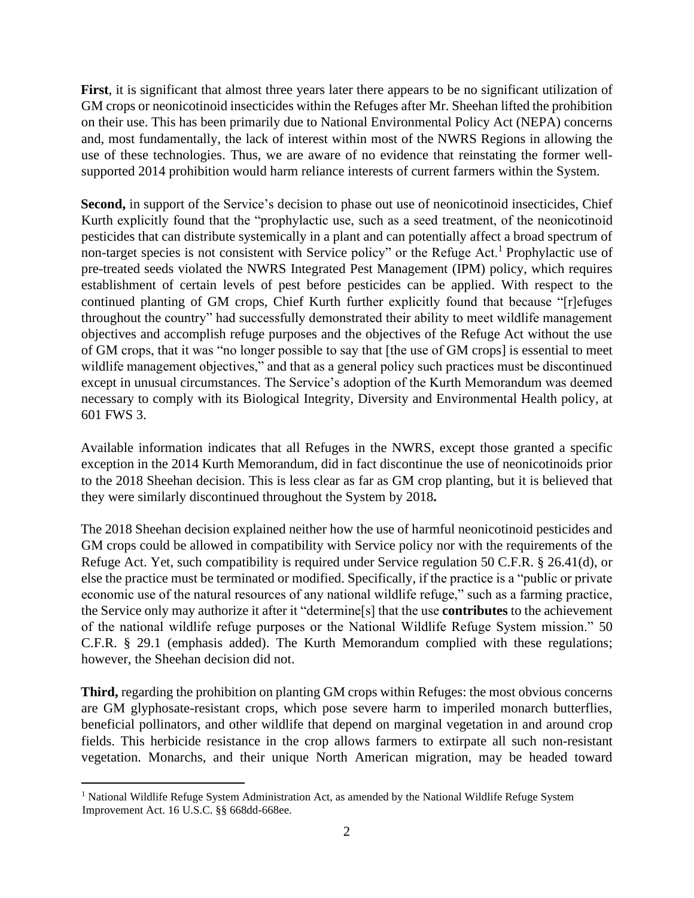**First**, it is significant that almost three years later there appears to be no significant utilization of GM crops or neonicotinoid insecticides within the Refuges after Mr. Sheehan lifted the prohibition on their use. This has been primarily due to National Environmental Policy Act (NEPA) concerns and, most fundamentally, the lack of interest within most of the NWRS Regions in allowing the use of these technologies. Thus, we are aware of no evidence that reinstating the former well-supported 2014 prohibition would harm reliance interests of current farmers within the System.

**Second,** in support of the Service's decision to phase out use of neonicotinoid insecticides, Chief Kurth explicitly found that the "prophylactic use, such as a seed treatment, of the neonicotinoid pesticides that can distribute systemically in a plant and can potentially affect a broad spectrum of non-target species is not consistent with Service policy" or the Refuge Act.[1] Prophylactic use of pre-treated seeds violated the NWRS Integrated Pest Management (IPM) policy, which requires establishment of certain levels of pest before pesticides can be applied. With respect to the continued planting of GM crops, Chief Kurth further explicitly found that because "[r]efuges throughout the country" had successfully demonstrated their ability to meet wildlife management objectives and accomplish refuge purposes and the objectives of the Refuge Act without the use of GM crops, that it was "no longer possible to say that [the use of GM crops] is essential to meet wildlife management objectives," and that as a general policy such practices must be discontinued except in unusual circumstances. The Service's adoption of the Kurth Memorandum was deemed necessary to comply with its Biological Integrity, Diversity and Environmental Health policy, at 601 FWS 3.

Available information indicates that all Refuges in the NWRS, except those granted a specific exception in the 2014 Kurth Memorandum, did in fact discontinue the use of neonicotinoids prior to the 2018 Sheehan decision. This is less clear as far as GM crop planting, but it is believed that they were similarly discontinued throughout the System by 2018**.**

The 2018 Sheehan decision explained neither how the use of harmful neonicotinoid pesticides and GM crops could be allowed in compatibility with Service policy nor with the requirements of the Refuge Act. Yet, such compatibility is required under Service regulation 50 C.F.R. § 26.41(d), or else the practice must be terminated or modified. Specifically, if the practice is a "public or private economic use of the natural resources of any national wildlife refuge," such as a farming practice, the Service only may authorize it after it "determine[s] that the use **contributes** to the achievement of the national wildlife refuge purposes or the National Wildlife Refuge System mission." 50 C.F.R. § 29.1 (emphasis added). The Kurth Memorandum complied with these regulations; however, the Sheehan decision did not.

**Third,** regarding the prohibition on planting GM crops within Refuges: the most obvious concerns are GM glyphosate-resistant crops, which pose severe harm to imperiled monarch butterflies, beneficial pollinators, and other wildlife that depend on marginal vegetation in and around crop fields. This herbicide resistance in the crop allows farmers to extirpate all such non-resistant vegetation. Monarchs, and their unique North American migration, may be headed toward

---

[1] National Wildlife Refuge System Administration Act, as amended by the National Wildlife Refuge System Improvement Act. 16 U.S.C. §§ 668dd-668ee.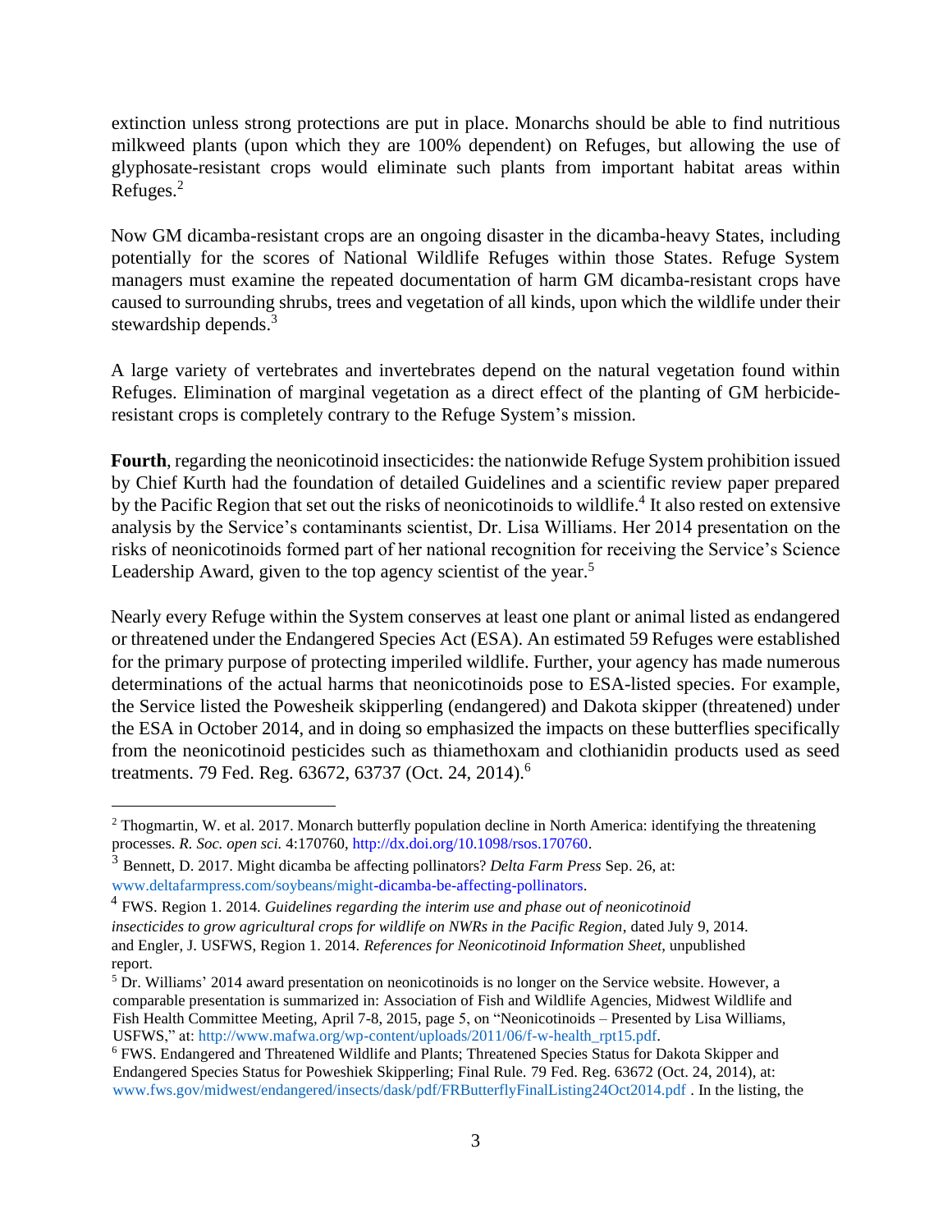extinction unless strong protections are put in place. Monarchs should be able to find nutritious milkweed plants (upon which they are 100% dependent) on Refuges, but allowing the use of glyphosate-resistant crops would eliminate such plants from important habitat areas within Refuges.[2]

Now GM dicamba-resistant crops are an ongoing disaster in the dicamba-heavy States, including potentially for the scores of National Wildlife Refuges within those States. Refuge System managers must examine the repeated documentation of harm GM dicamba-resistant crops have caused to surrounding shrubs, trees and vegetation of all kinds, upon which the wildlife under their stewardship depends.[3]

A large variety of vertebrates and invertebrates depend on the natural vegetation found within Refuges. Elimination of marginal vegetation as a direct effect of the planting of GM herbicide-resistant crops is completely contrary to the Refuge System's mission.

**Fourth**, regarding the neonicotinoid insecticides: the nationwide Refuge System prohibition issued by Chief Kurth had the foundation of detailed Guidelines and a scientific review paper prepared by the Pacific Region that set out the risks of neonicotinoids to wildlife.[4] It also rested on extensive analysis by the Service's contaminants scientist, Dr. Lisa Williams. Her 2014 presentation on the risks of neonicotinoids formed part of her national recognition for receiving the Service's Science Leadership Award, given to the top agency scientist of the year.[5]

Nearly every Refuge within the System conserves at least one plant or animal listed as endangered or threatened under the Endangered Species Act (ESA). An estimated 59 Refuges were established for the primary purpose of protecting imperiled wildlife. Further, your agency has made numerous determinations of the actual harms that neonicotinoids pose to ESA-listed species. For example, the Service listed the Powesheik skipperling (endangered) and Dakota skipper (threatened) under the ESA in October 2014, and in doing so emphasized the impacts on these butterflies specifically from the neonicotinoid pesticides such as thiamethoxam and clothianidin products used as seed treatments. 79 Fed. Reg. 63672, 63737 (Oct. 24, 2014).[6]

---

[2] Thogmartin, W. et al. 2017. Monarch butterfly population decline in North America: identifying the threatening processes. *R. Soc. open sci.* 4:170760, http://dx.doi.org/10.1098/rsos.170760.

[3] Bennett, D. 2017. Might dicamba be affecting pollinators? *Delta Farm Press* Sep. 26, at: www.deltafarmpress.com/soybeans/might-dicamba-be-affecting-pollinators.

[4] FWS. Region 1. 2014. *Guidelines regarding the interim use and phase out of neonicotinoid insecticides to grow agricultural crops for wildlife on NWRs in the Pacific Region*, dated July 9, 2014. and Engler, J. USFWS, Region 1. 2014. *References for Neonicotinoid Information Sheet*, unpublished report.

[5] Dr. Williams' 2014 award presentation on neonicotinoids is no longer on the Service website. However, a comparable presentation is summarized in: Association of Fish and Wildlife Agencies, Midwest Wildlife and Fish Health Committee Meeting, April 7-8, 2015, page 5, on "Neonicotinoids – Presented by Lisa Williams, USFWS," at: http://www.mafwa.org/wp-content/uploads/2011/06/f-w-health_rpt15.pdf.

[6] FWS. Endangered and Threatened Wildlife and Plants; Threatened Species Status for Dakota Skipper and Endangered Species Status for Poweshiek Skipperling; Final Rule. 79 Fed. Reg. 63672 (Oct. 24, 2014), at: www.fws.gov/midwest/endangered/insects/dask/pdf/FRButterflyFinalListing24Oct2014.pdf . In the listing, the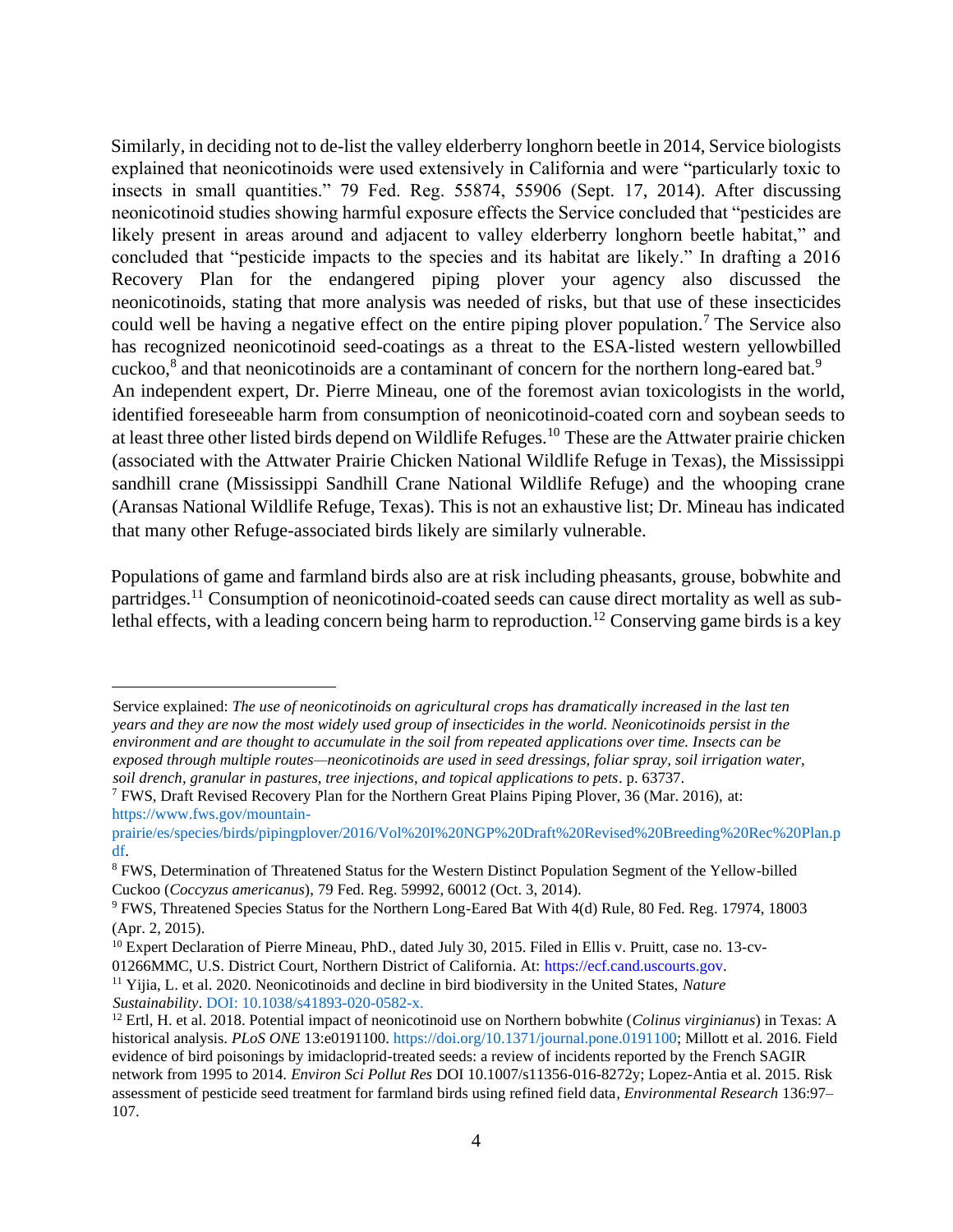Similarly, in deciding not to de-list the valley elderberry longhorn beetle in 2014, Service biologists explained that neonicotinoids were used extensively in California and were "particularly toxic to insects in small quantities." 79 Fed. Reg. 55874, 55906 (Sept. 17, 2014). After discussing neonicotinoid studies showing harmful exposure effects the Service concluded that "pesticides are likely present in areas around and adjacent to valley elderberry longhorn beetle habitat," and concluded that "pesticide impacts to the species and its habitat are likely." In drafting a 2016 Recovery Plan for the endangered piping plover your agency also discussed the neonicotinoids, stating that more analysis was needed of risks, but that use of these insecticides could well be having a negative effect on the entire piping plover population.[7] The Service also has recognized neonicotinoid seed-coatings as a threat to the ESA-listed western yellowbilled cuckoo,[8] and that neonicotinoids are a contaminant of concern for the northern long-eared bat.[9]

An independent expert, Dr. Pierre Mineau, one of the foremost avian toxicologists in the world, identified foreseeable harm from consumption of neonicotinoid-coated corn and soybean seeds to at least three other listed birds depend on Wildlife Refuges.[10] These are the Attwater prairie chicken (associated with the Attwater Prairie Chicken National Wildlife Refuge in Texas), the Mississippi sandhill crane (Mississippi Sandhill Crane National Wildlife Refuge) and the whooping crane (Aransas National Wildlife Refuge, Texas). This is not an exhaustive list; Dr. Mineau has indicated that many other Refuge-associated birds likely are similarly vulnerable.

Populations of game and farmland birds also are at risk including pheasants, grouse, bobwhite and partridges.[11] Consumption of neonicotinoid-coated seeds can cause direct mortality as well as sub-lethal effects, with a leading concern being harm to reproduction.[12] Conserving game birds is a key

---

Service explained: *The use of neonicotinoids on agricultural crops has dramatically increased in the last ten years and they are now the most widely used group of insecticides in the world. Neonicotinoids persist in the environment and are thought to accumulate in the soil from repeated applications over time. Insects can be exposed through multiple routes—neonicotinoids are used in seed dressings, foliar spray, soil irrigation water, soil drench, granular in pastures, tree injections, and topical applications to pets*. p. 63737.

[7] FWS, Draft Revised Recovery Plan for the Northern Great Plains Piping Plover, 36 (Mar. 2016), at: https://www.fws.gov/mountain-prairie/es/species/birds/pipingplover/2016/Vol%20I%20NGP%20Draft%20Revised%20Breeding%20Rec%20Plan.pdf.

[8] FWS, Determination of Threatened Status for the Western Distinct Population Segment of the Yellow-billed Cuckoo (*Coccyzus americanus*), 79 Fed. Reg. 59992, 60012 (Oct. 3, 2014).

[9] FWS, Threatened Species Status for the Northern Long-Eared Bat With 4(d) Rule, 80 Fed. Reg. 17974, 18003 (Apr. 2, 2015).

[10] Expert Declaration of Pierre Mineau, PhD., dated July 30, 2015. Filed in Ellis v. Pruitt, case no. 13-cv-01266MMC, U.S. District Court, Northern District of California. At: https://ecf.cand.uscourts.gov.

[11] Yijia, L. et al. 2020. Neonicotinoids and decline in bird biodiversity in the United States, *Nature Sustainability*. DOI: 10.1038/s41893-020-0582-x.

[12] Ertl, H. et al. 2018. Potential impact of neonicotinoid use on Northern bobwhite (*Colinus virginianus*) in Texas: A historical analysis. *PLoS ONE* 13:e0191100. https://doi.org/10.1371/journal.pone.0191100; Millott et al. 2016. Field evidence of bird poisonings by imidacloprid-treated seeds: a review of incidents reported by the French SAGIR network from 1995 to 2014. *Environ Sci Pollut Res* DOI 10.1007/s11356-016-8272y; Lopez-Antia et al. 2015. Risk assessment of pesticide seed treatment for farmland birds using refined field data, *Environmental Research* 136:97–107.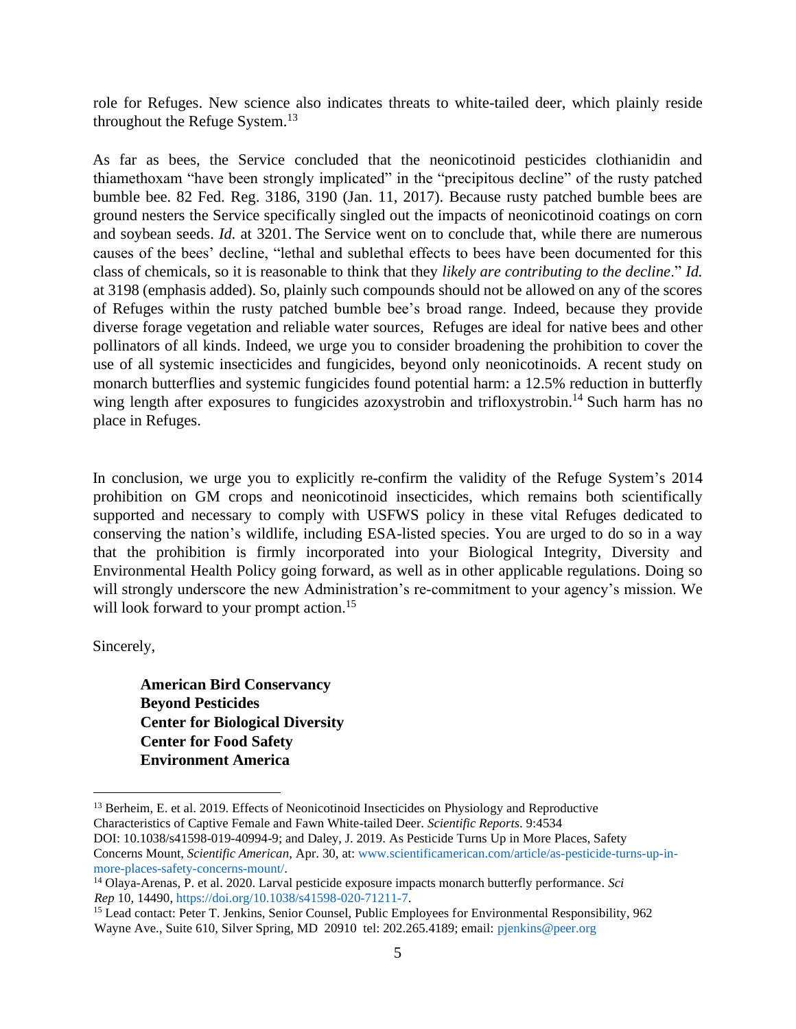role for Refuges. New science also indicates threats to white-tailed deer, which plainly reside throughout the Refuge System.[13]

As far as bees, the Service concluded that the neonicotinoid pesticides clothianidin and thiamethoxam "have been strongly implicated" in the "precipitous decline" of the rusty patched bumble bee. 82 Fed. Reg. 3186, 3190 (Jan. 11, 2017). Because rusty patched bumble bees are ground nesters the Service specifically singled out the impacts of neonicotinoid coatings on corn and soybean seeds. *Id.* at 3201. The Service went on to conclude that, while there are numerous causes of the bees' decline, "lethal and sublethal effects to bees have been documented for this class of chemicals, so it is reasonable to think that they *likely are contributing to the decline*." *Id.* at 3198 (emphasis added). So, plainly such compounds should not be allowed on any of the scores of Refuges within the rusty patched bumble bee's broad range. Indeed, because they provide diverse forage vegetation and reliable water sources, Refuges are ideal for native bees and other pollinators of all kinds. Indeed, we urge you to consider broadening the prohibition to cover the use of all systemic insecticides and fungicides, beyond only neonicotinoids. A recent study on monarch butterflies and systemic fungicides found potential harm: a 12.5% reduction in butterfly wing length after exposures to fungicides azoxystrobin and trifloxystrobin.[14] Such harm has no place in Refuges.

In conclusion, we urge you to explicitly re-confirm the validity of the Refuge System's 2014 prohibition on GM crops and neonicotinoid insecticides, which remains both scientifically supported and necessary to comply with USFWS policy in these vital Refuges dedicated to conserving the nation's wildlife, including ESA-listed species. You are urged to do so in a way that the prohibition is firmly incorporated into your Biological Integrity, Diversity and Environmental Health Policy going forward, as well as in other applicable regulations. Doing so will strongly underscore the new Administration's re-commitment to your agency's mission. We will look forward to your prompt action.[15]

Sincerely,

**American Bird Conservancy**
**Beyond Pesticides**
**Center for Biological Diversity**
**Center for Food Safety**
**Environment America**

---

[13] Berheim, E. et al. 2019. Effects of Neonicotinoid Insecticides on Physiology and Reproductive Characteristics of Captive Female and Fawn White-tailed Deer. *Scientific Reports*. 9:4534 DOI: 10.1038/s41598-019-40994-9; and Daley, J. 2019. As Pesticide Turns Up in More Places, Safety Concerns Mount, *Scientific American*, Apr. 30, at: www.scientificamerican.com/article/as-pesticide-turns-up-in-more-places-safety-concerns-mount/.

[14] Olaya-Arenas, P. et al. 2020. Larval pesticide exposure impacts monarch butterfly performance. *Sci Rep* 10, 14490, https://doi.org/10.1038/s41598-020-71211-7.

[15] Lead contact: Peter T. Jenkins, Senior Counsel, Public Employees for Environmental Responsibility, 962 Wayne Ave., Suite 610, Silver Spring, MD 20910 tel: 202.265.4189; email: pjenkins@peer.org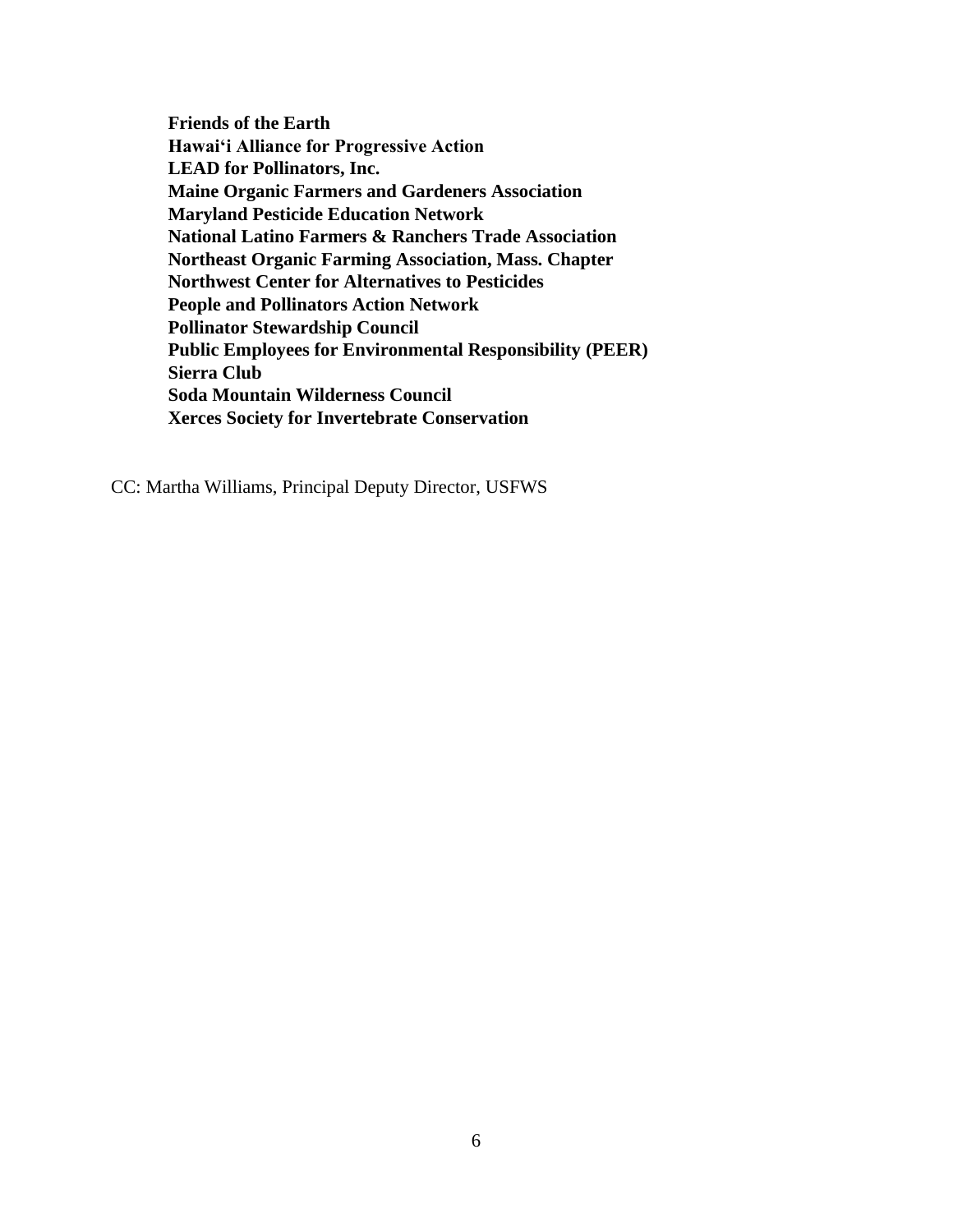**Friends of the Earth**
**Hawai'i Alliance for Progressive Action**
**LEAD for Pollinators, Inc.**
**Maine Organic Farmers and Gardeners Association**
**Maryland Pesticide Education Network**
**National Latino Farmers & Ranchers Trade Association**
**Northeast Organic Farming Association, Mass. Chapter**
**Northwest Center for Alternatives to Pesticides**
**People and Pollinators Action Network**
**Pollinator Stewardship Council**
**Public Employees for Environmental Responsibility (PEER)**
**Sierra Club**
**Soda Mountain Wilderness Council**
**Xerces Society for Invertebrate Conservation**

CC: Martha Williams, Principal Deputy Director, USFWS